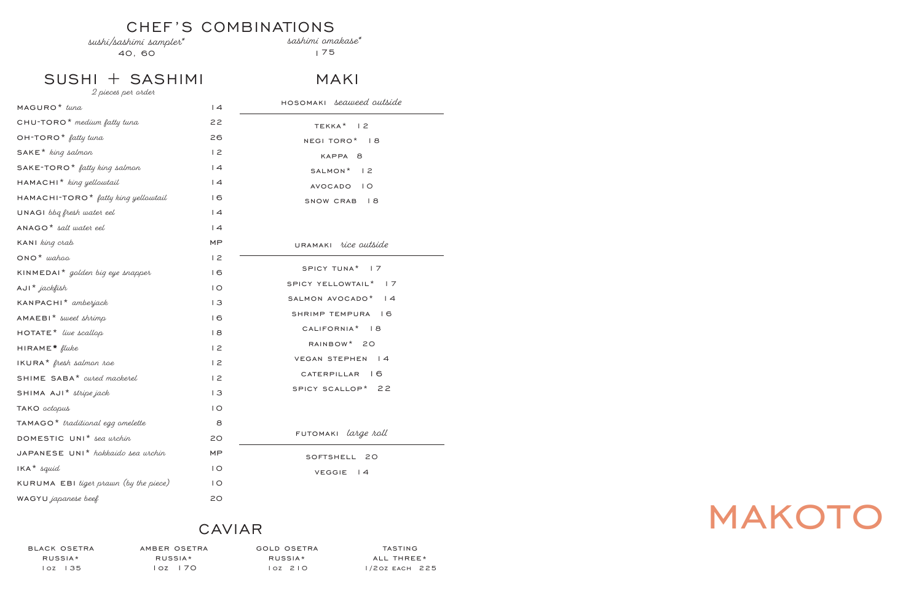# CHEF'S COMBINATIONS

*sushi/sashimi sampler**
40, 60

*sashimi omakase**
175

## SUSHI + SASHIMI

*2 pieces per order*

| Item | Price |
|---|---|
| MAGURO* *tuna* | 14 |
| CHU-TORO* *medium fatty tuna* | 22 |
| OH-TORO* *fatty tuna* | 26 |
| SAKE* *king salmon* | 12 |
| SAKE-TORO* *fatty king salmon* | 14 |
| HAMACHI* *king yellowtail* | 14 |
| HAMACHI-TORO* *fatty king yellowtail* | 16 |
| UNAGI *bbq fresh water eel* | 14 |
| ANAGO* *salt water eel* | 14 |
| KANI *king crab* | MP |
| ONO* *wahoo* | 12 |
| KINMEDAI* *golden big eye snapper* | 16 |
| AJI* *jackfish* | 10 |
| KANPACHI* *amberjack* | 13 |
| AMAEBI* *sweet shrimp* | 16 |
| HOTATE* *live scallop* | 18 |
| HIRAME* *fluke* | 12 |
| IKURA* *fresh salmon roe* | 12 |
| SHIME SABA* *cured mackerel* | 12 |
| SHIMA AJI* *stripe jack* | 13 |
| TAKO *octopus* | 10 |
| TAMAGO* *traditional egg omelette* | 8 |
| DOMESTIC UNI* *sea urchin* | 20 |
| JAPANESE UNI* *hokkaido sea urchin* | MP |
| IKA* *squid* | 10 |
| KURUMA EBI *tiger prawn (by the piece)* | 10 |
| WAGYU *japanese beef* | 20 |

## MAKI

### HOSOMAKI *seaweed outside*

TEKKA* 12
NEGI TORO* 18
KAPPA 8
SALMON* 12
AVOCADO 10
SNOW CRAB 18

### URAMAKI *rice outside*

SPICY TUNA* 17
SPICY YELLOWTAIL* 17
SALMON AVOCADO* 14
SHRIMP TEMPURA 16
CALIFORNIA* 18
RAINBOW* 20
VEGAN STEPHEN 14
CATERPILLAR 16
SPICY SCALLOP* 22

### FUTOMAKI *large roll*

SOFTSHELL 20
VEGGIE 14

## CAVIAR

| BLACK OSETRA | AMBER OSETRA | GOLD OSETRA | TASTING |
|---|---|---|---|
| RUSSIA* | RUSSIA* | RUSSIA* | ALL THREE* |
| 1OZ 135 | 1OZ 170 | 1OZ 210 | 1/2OZ EACH 225 |

# MAKOTO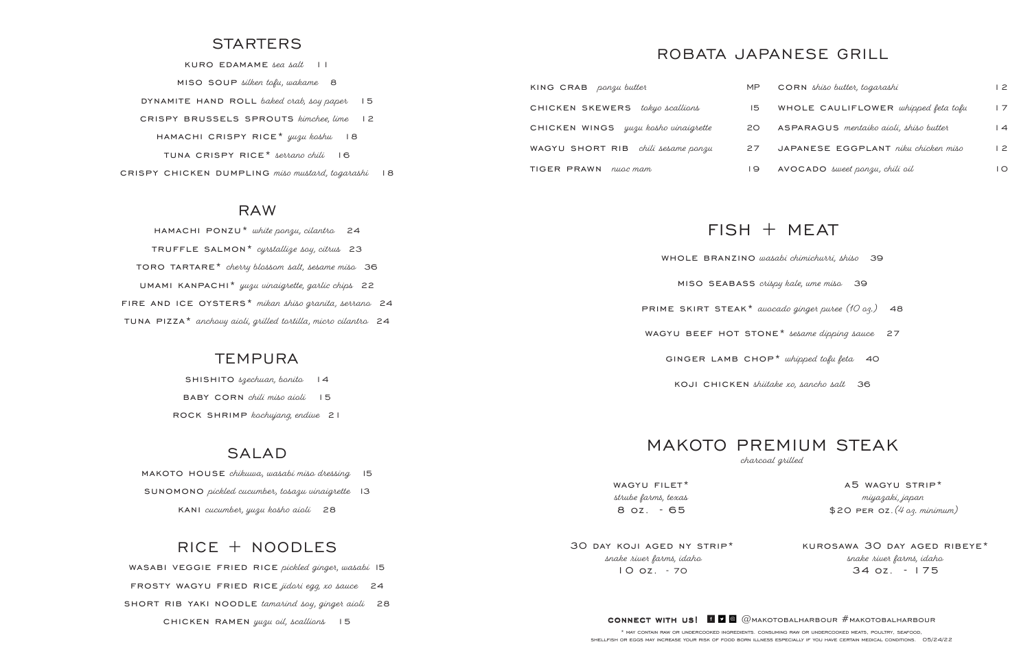## STARTERS

KURO EDAMAME *sea salt* 11

MISO SOUP *silken tofu, wakame* 8

DYNAMITE HAND ROLL *baked crab, soy paper* 15

CRISPY BRUSSELS SPROUTS *kimchee, lime* 12

HAMACHI CRISPY RICE* *yuzu koshu* 18

TUNA CRISPY RICE* *serrano chili* 16

CRISPY CHICKEN DUMPLING *miso mustard, togarashi* 18

## RAW

HAMACHI PONZU* *white ponzu, cilantro* 24

TRUFFLE SALMON* *cyrstallize soy, citrus* 23

TORO TARTARE* *cherry blossom salt, sesame miso* 36

UMAMI KANPACHI* *yuzu vinaigrette, garlic chips* 22

FIRE AND ICE OYSTERS* *mikan shiso granita, serrano* 24

TUNA PIZZA* *anchovy aioli, grilled tortilla, micro cilantro* 24

## TEMPURA

SHISHITO *szechuan, bonito* 14

BABY CORN *chili miso aioli* 15

ROCK SHRIMP *kochujang, endive* 21

## SALAD

MAKOTO HOUSE *chikuwa, wasabi miso dressing* 15

SUNOMONO *pickled cucumber, tosazu vinaigrette* 13

KANI *cucumber, yuzu kosho aioli* 28

## RICE + NOODLES

WASABI VEGGIE FRIED RICE *pickled ginger, wasabi* 15

FROSTY WAGYU FRIED RICE *jidori egg, xo sauce* 24

SHORT RIB YAKI NOODLE *tamarind soy, ginger aioli* 28

CHICKEN RAMEN *yuzu oil, scallions* 15

## ROBATA JAPANESE GRILL

| | | | |
|---|---|---|---|
| KING CRAB *ponzu butter* | MP | CORN *shiso butter, togarashi* | 12 |
| CHICKEN SKEWERS *tokyo scallions* | 15 | WHOLE CAULIFLOWER *whipped feta tofu* | 17 |
| CHICKEN WINGS *yuzu kosho vinaigrette* | 20 | ASPARAGUS *mentaiko aioli, shiso butter* | 14 |
| WAGYU SHORT RIB *chili sesame ponzu* | 27 | JAPANESE EGGPLANT *niku chicken miso* | 12 |
| TIGER PRAWN *nuoc mam* | 19 | AVOCADO *sweet ponzu, chili oil* | 10 |

## FISH + MEAT

WHOLE BRANZINO *wasabi chimichurri, shiso* 39

MISO SEABASS *crispy kale, ume miso* 39

PRIME SKIRT STEAK* *avocado ginger puree (10 oz.)* 48

WAGYU BEEF HOT STONE* *sesame dipping sauce* 27

GINGER LAMB CHOP* *whipped tofu feta* 40

KOJI CHICKEN *shiitake xo, sancho salt* 36

## MAKOTO PREMIUM STEAK

*charcoal grilled*

WAGYU FILET*
*strube farms, texas*
8 OZ. - 65

A5 WAGYU STRIP*
*miyazaki, japan*
$20 PER OZ. *(4 oz. minimum)*

30 DAY KOJI AGED NY STRIP*
*snake river farms, idaho*
10 OZ. - 70

KUROSAWA 30 DAY AGED RIBEYE*
*snake river farms, idaho*
34 OZ. - 175

**CONNECT WITH US!** @MAKOTOBALHARBOUR #MAKOTOBALHARBOUR

* MAY CONTAIN RAW OR UNDERCOOKED INGREDIENTS. CONSUMING RAW OR UNDERCOOKED MEATS, POULTRY, SEAFOOD, SHELLFISH OR EGGS MAY INCREASE YOUR RISK OF FOOD BORN ILLNESS ESPECIALLY IF YOU HAVE CERTAIN MEDICAL CONDITIONS. 05/24/22